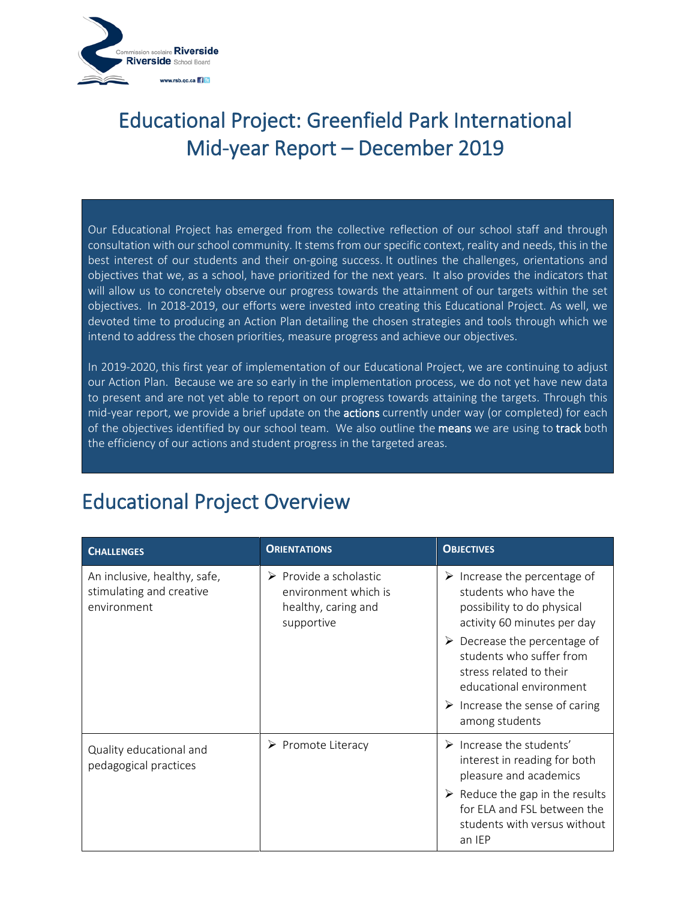# Educational Project: Greenfield Park International Mid-year Report – December 2019

Our Educational Project has emerged from the collective reflection of our school staff and through consultation with our school community. It stems from our specific context, reality and needs, this in the best interest of our students and their on-going success. It outlines the challenges, orientations and objectives that we, as a school, have prioritized for the next years. It also provides the indicators that will allow us to concretely observe our progress towards the attainment of our targets within the set objectives. In 2018-2019, our efforts were invested into creating this Educational Project. As well, we devoted time to producing an Action Plan detailing the chosen strategies and tools through which we intend to address the chosen priorities, measure progress and achieve our objectives.

In 2019-2020, this first year of implementation of our Educational Project, we are continuing to adjust our Action Plan. Because we are so early in the implementation process, we do not yet have new data to present and are not yet able to report on our progress towards attaining the targets. Through this mid-year report, we provide a brief update on the **actions** currently under way (or completed) for each of the objectives identified by our school team. We also outline the **means** we are using to **track** both the efficiency of our actions and student progress in the targeted areas.

## Educational Project Overview

| CHALLENGES | ORIENTATIONS | OBJECTIVES |
|---|---|---|
| An inclusive, healthy, safe, stimulating and creative environment | ➢ Provide a scholastic environment which is healthy, caring and supportive | ➢ Increase the percentage of students who have the possibility to do physical activity 60 minutes per day<br>➢ Decrease the percentage of students who suffer from stress related to their educational environment<br>➢ Increase the sense of caring among students |
| Quality educational and pedagogical practices | ➢ Promote Literacy | ➢ Increase the students' interest in reading for both pleasure and academics<br>➢ Reduce the gap in the results for ELA and FSL between the students with versus without an IEP |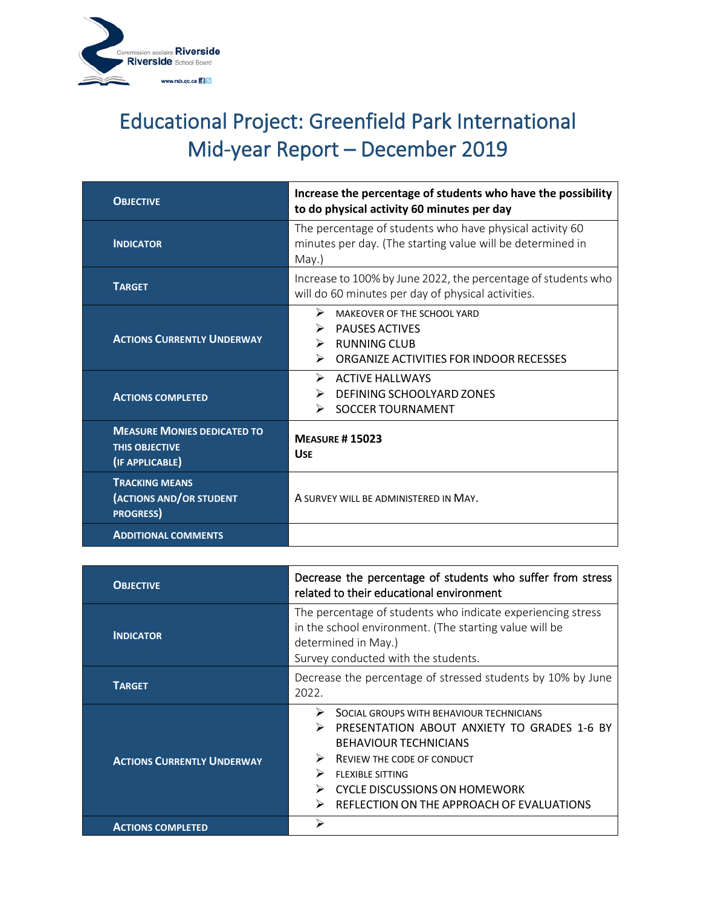# Educational Project: Greenfield Park International Mid-year Report – December 2019

| | |
|---|---|
| **OBJECTIVE** | **Increase the percentage of students who have the possibility to do physical activity 60 minutes per day** |
| **INDICATOR** | The percentage of students who have physical activity 60 minutes per day. (The starting value will be determined in May.) |
| **TARGET** | Increase to 100% by June 2022, the percentage of students who will do 60 minutes per day of physical activities. |
| **ACTIONS CURRENTLY UNDERWAY** | ➢ MAKEOVER OF THE SCHOOL YARD<br>➢ PAUSES ACTIVES<br>➢ RUNNING CLUB<br>➢ ORGANIZE ACTIVITIES FOR INDOOR RECESSES |
| **ACTIONS COMPLETED** | ➢ ACTIVE HALLWAYS<br>➢ DEFINING SCHOOLYARD ZONES<br>➢ SOCCER TOURNAMENT |
| **MEASURE MONIES DEDICATED TO THIS OBJECTIVE (IF APPLICABLE)** | **MEASURE # 15023**<br>**USE** |
| **TRACKING MEANS (ACTIONS AND/OR STUDENT PROGRESS)** | A SURVEY WILL BE ADMINISTERED IN MAY. |
| **ADDITIONAL COMMENTS** | |

| | |
|---|---|
| **OBJECTIVE** | Decrease the percentage of students who suffer from stress related to their educational environment |
| **INDICATOR** | The percentage of students who indicate experiencing stress in the school environment. (The starting value will be determined in May.)<br>Survey conducted with the students. |
| **TARGET** | Decrease the percentage of stressed students by 10% by June 2022. |
| **ACTIONS CURRENTLY UNDERWAY** | ➢ SOCIAL GROUPS WITH BEHAVIOUR TECHNICIANS<br>➢ PRESENTATION ABOUT ANXIETY TO GRADES 1-6 BY BEHAVIOUR TECHNICIANS<br>➢ REVIEW THE CODE OF CONDUCT<br>➢ FLEXIBLE SITTING<br>➢ CYCLE DISCUSSIONS ON HOMEWORK<br>➢ REFLECTION ON THE APPROACH OF EVALUATIONS |
| **ACTIONS COMPLETED** | ➢ |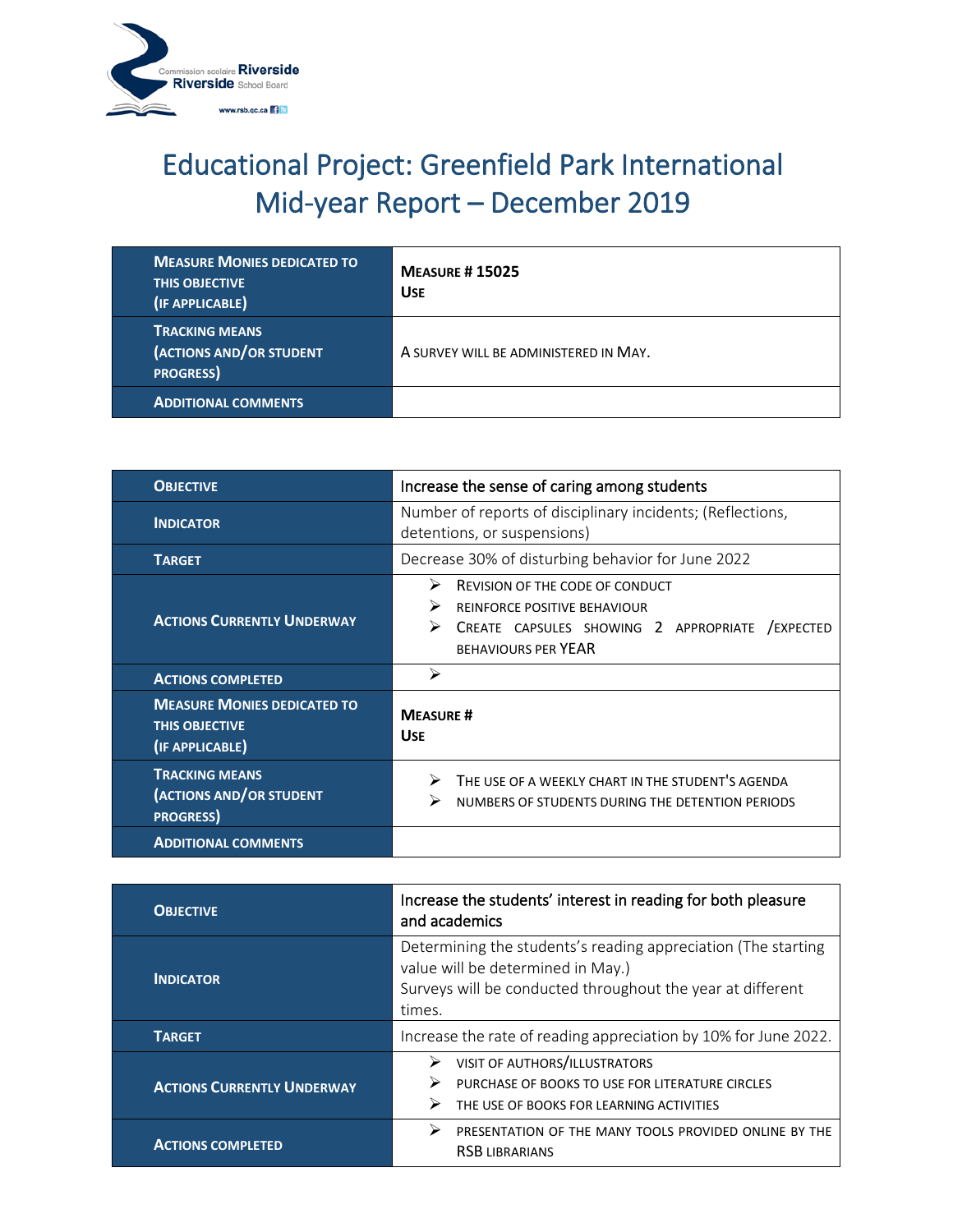# Educational Project: Greenfield Park International Mid-year Report – December 2019

| | |
|---|---|
| **Measure Monies dedicated to this objective (if applicable)** | **Measure # 15025**<br>**Use** |
| **Tracking means (actions and/or student progress)** | A survey will be administered in May. |
| **Additional comments** | |

| | |
|---|---|
| **Objective** | Increase the sense of caring among students |
| **Indicator** | Number of reports of disciplinary incidents; (Reflections, detentions, or suspensions) |
| **Target** | Decrease 30% of disturbing behavior for June 2022 |
| **Actions currently underway** | ➢ Revision of the code of conduct<br>➢ Reinforce positive behaviour<br>➢ Create capsules showing 2 appropriate /expected behaviours per year |
| **Actions completed** | ➢ |
| **Measure Monies dedicated to this objective (if applicable)** | **Measure #**<br>**Use** |
| **Tracking means (actions and/or student progress)** | ➢ The use of a weekly chart in the student's agenda<br>➢ Numbers of students during the detention periods |
| **Additional comments** | |

| | |
|---|---|
| **Objective** | Increase the students' interest in reading for both pleasure and academics |
| **Indicator** | Determining the students's reading appreciation (The starting value will be determined in May.)<br>Surveys will be conducted throughout the year at different times. |
| **Target** | Increase the rate of reading appreciation by 10% for June 2022. |
| **Actions currently underway** | ➢ Visit of authors/illustrators<br>➢ Purchase of books to use for literature circles<br>➢ The use of books for learning activities |
| **Actions completed** | ➢ Presentation of the many tools provided online by the RSB librarians |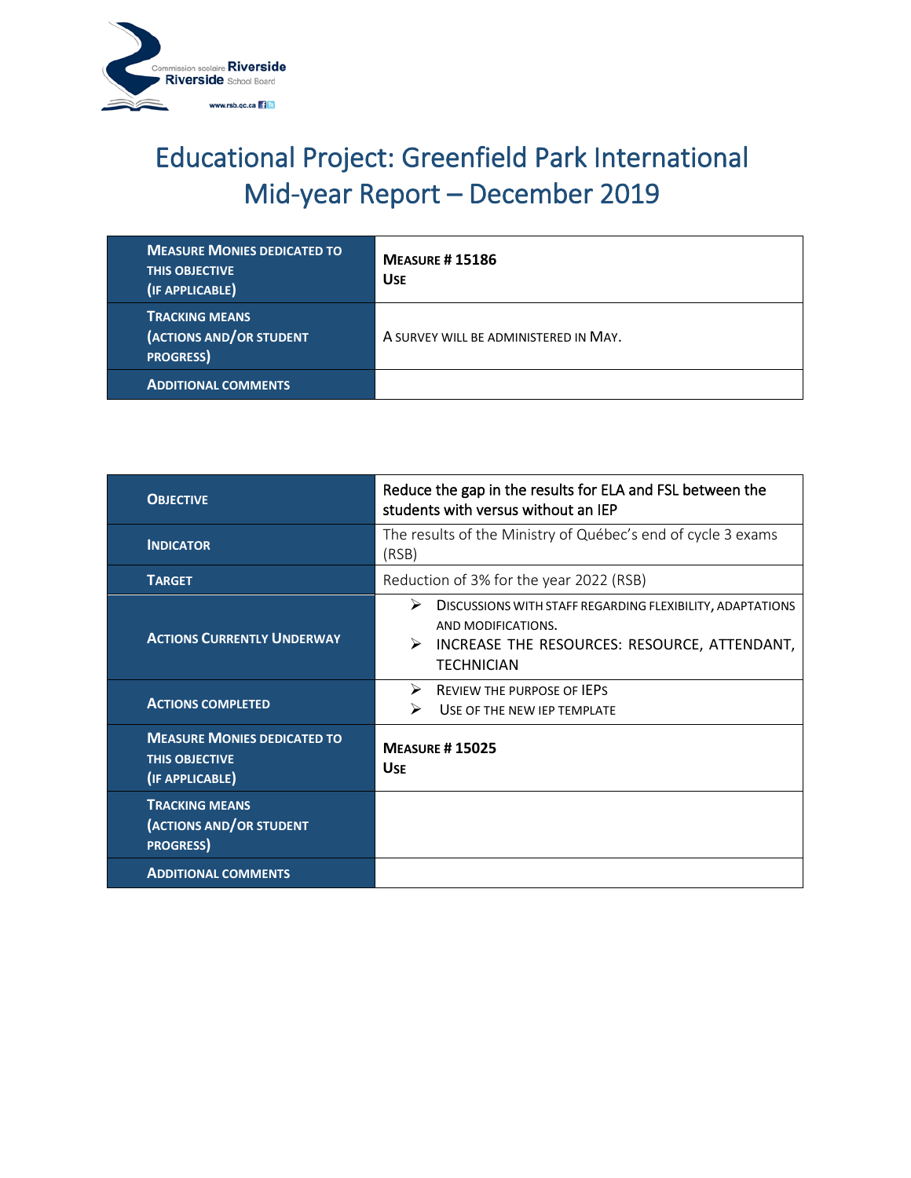# Educational Project: Greenfield Park International Mid-year Report – December 2019

| | |
|---|---|
| **Measure Monies dedicated to this objective (if applicable)** | **Measure # 15186**<br>**Use** |
| **Tracking means (actions and/or student progress)** | A survey will be administered in May. |
| **Additional comments** | |

| | |
|---|---|
| **Objective** | Reduce the gap in the results for ELA and FSL between the students with versus without an IEP |
| **Indicator** | The results of the Ministry of Québec's end of cycle 3 exams (RSB) |
| **Target** | Reduction of 3% for the year 2022 (RSB) |
| **Actions currently underway** | ➢ Discussions with staff regarding flexibility, adaptations and modifications.<br>➢ Increase the resources: resource, attendant, technician |
| **Actions completed** | ➢ Review the purpose of IEPs<br>➢ Use of the new IEP template |
| **Measure Monies dedicated to this objective (if applicable)** | **Measure # 15025**<br>**Use** |
| **Tracking means (actions and/or student progress)** | |
| **Additional comments** | |